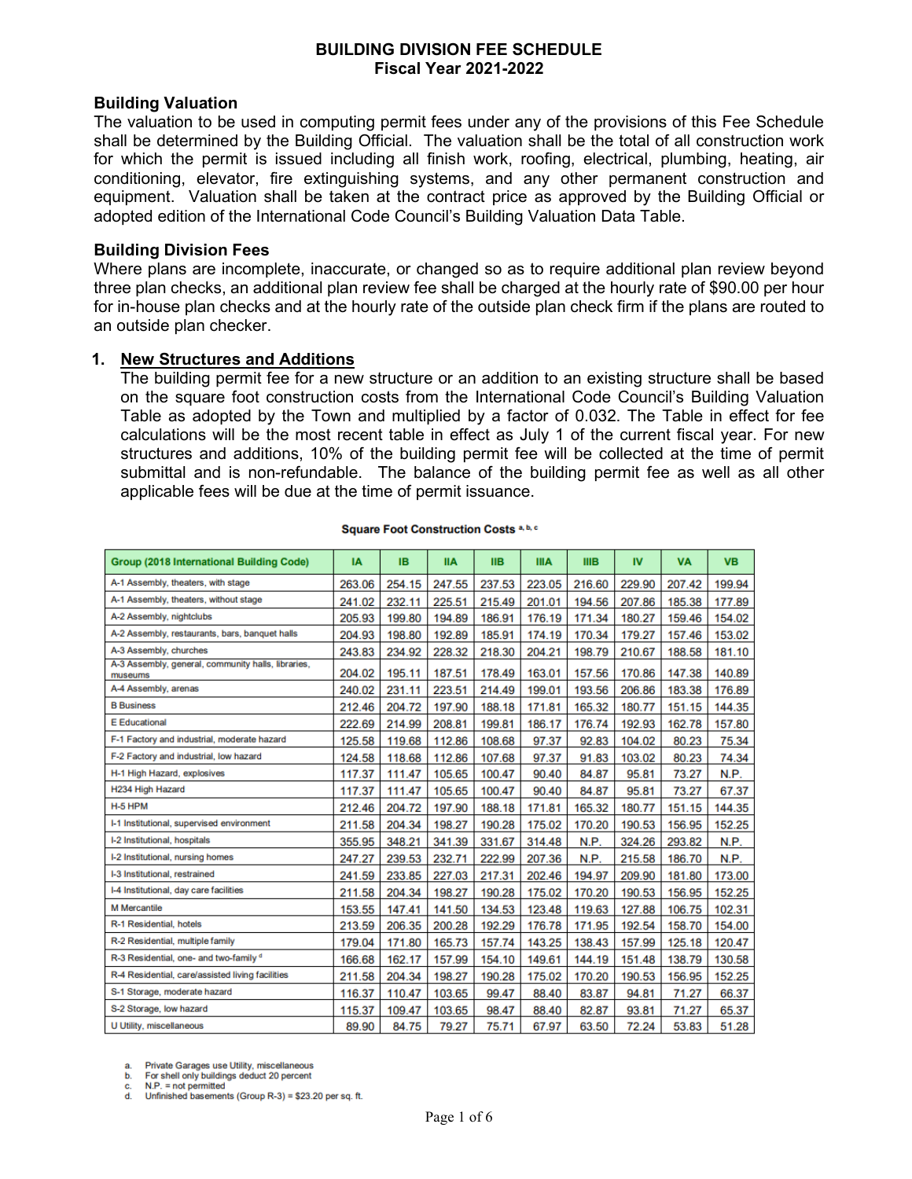# BUILDING DIVISION FEE SCHEDULE
## Fiscal Year 2021-2022

### Building Valuation

The valuation to be used in computing permit fees under any of the provisions of this Fee Schedule shall be determined by the Building Official. The valuation shall be the total of all construction work for which the permit is issued including all finish work, roofing, electrical, plumbing, heating, air conditioning, elevator, fire extinguishing systems, and any other permanent construction and equipment. Valuation shall be taken at the contract price as approved by the Building Official or adopted edition of the International Code Council's Building Valuation Data Table.

### Building Division Fees

Where plans are incomplete, inaccurate, or changed so as to require additional plan review beyond three plan checks, an additional plan review fee shall be charged at the hourly rate of $90.00 per hour for in-house plan checks and at the hourly rate of the outside plan check firm if the plans are routed to an outside plan checker.

1. **New Structures and Additions**

   The building permit fee for a new structure or an addition to an existing structure shall be based on the square foot construction costs from the International Code Council's Building Valuation Table as adopted by the Town and multiplied by a factor of 0.032. The Table in effect for fee calculations will be the most recent table in effect as July 1 of the current fiscal year. For new structures and additions, 10% of the building permit fee will be collected at the time of permit submittal and is non-refundable. The balance of the building permit fee as well as all other applicable fees will be due at the time of permit issuance.

**Square Foot Construction Costs** [a, b, c]

| Group (2018 International Building Code) | IA | IB | IIA | IIB | IIIA | IIIB | IV | VA | VB |
|---|---|---|---|---|---|---|---|---|---|
| A-1 Assembly, theaters, with stage | 263.06 | 254.15 | 247.55 | 237.53 | 223.05 | 216.60 | 229.90 | 207.42 | 199.94 |
| A-1 Assembly, theaters, without stage | 241.02 | 232.11 | 225.51 | 215.49 | 201.01 | 194.56 | 207.86 | 185.38 | 177.89 |
| A-2 Assembly, nightclubs | 205.93 | 199.80 | 194.89 | 186.91 | 176.19 | 171.34 | 180.27 | 159.46 | 154.02 |
| A-2 Assembly, restaurants, bars, banquet halls | 204.93 | 198.80 | 192.89 | 185.91 | 174.19 | 170.34 | 179.27 | 157.46 | 153.02 |
| A-3 Assembly, churches | 243.83 | 234.92 | 228.32 | 218.30 | 204.21 | 198.79 | 210.67 | 188.58 | 181.10 |
| A-3 Assembly, general, community halls, libraries, museums | 204.02 | 195.11 | 187.51 | 178.49 | 163.01 | 157.56 | 170.86 | 147.38 | 140.89 |
| A-4 Assembly, arenas | 240.02 | 231.11 | 223.51 | 214.49 | 199.01 | 193.56 | 206.86 | 183.38 | 176.89 |
| B Business | 212.46 | 204.72 | 197.90 | 188.18 | 171.81 | 165.32 | 180.77 | 151.15 | 144.35 |
| E Educational | 222.69 | 214.99 | 208.81 | 199.81 | 186.17 | 176.74 | 192.93 | 162.78 | 157.80 |
| F-1 Factory and industrial, moderate hazard | 125.58 | 119.68 | 112.86 | 108.68 | 97.37 | 92.83 | 104.02 | 80.23 | 75.34 |
| F-2 Factory and industrial, low hazard | 124.58 | 118.68 | 112.86 | 107.68 | 97.37 | 91.83 | 103.02 | 80.23 | 74.34 |
| H-1 High Hazard, explosives | 117.37 | 111.47 | 105.65 | 100.47 | 90.40 | 84.87 | 95.81 | 73.27 | N.P. |
| H234 High Hazard | 117.37 | 111.47 | 105.65 | 100.47 | 90.40 | 84.87 | 95.81 | 73.27 | 67.37 |
| H-5 HPM | 212.46 | 204.72 | 197.90 | 188.18 | 171.81 | 165.32 | 180.77 | 151.15 | 144.35 |
| I-1 Institutional, supervised environment | 211.58 | 204.34 | 198.27 | 190.28 | 175.02 | 170.20 | 190.53 | 156.95 | 152.25 |
| I-2 Institutional, hospitals | 355.95 | 348.21 | 341.39 | 331.67 | 314.48 | N.P. | 324.26 | 293.82 | N.P. |
| I-2 Institutional, nursing homes | 247.27 | 239.53 | 232.71 | 222.99 | 207.36 | N.P. | 215.58 | 186.70 | N.P. |
| I-3 Institutional, restrained | 241.59 | 233.85 | 227.03 | 217.31 | 202.46 | 194.97 | 209.90 | 181.80 | 173.00 |
| I-4 Institutional, day care facilities | 211.58 | 204.34 | 198.27 | 190.28 | 175.02 | 170.20 | 190.53 | 156.95 | 152.25 |
| M Mercantile | 153.55 | 147.41 | 141.50 | 134.53 | 123.48 | 119.63 | 127.88 | 106.75 | 102.31 |
| R-1 Residential, hotels | 213.59 | 206.35 | 200.28 | 192.29 | 176.78 | 171.95 | 192.54 | 158.70 | 154.00 |
| R-2 Residential, multiple family | 179.04 | 171.80 | 165.73 | 157.74 | 143.25 | 138.43 | 157.99 | 125.18 | 120.47 |
| R-3 Residential, one- and two-family [d] | 166.68 | 162.17 | 157.99 | 154.10 | 149.61 | 144.19 | 151.48 | 138.79 | 130.58 |
| R-4 Residential, care/assisted living facilities | 211.58 | 204.34 | 198.27 | 190.28 | 175.02 | 170.20 | 190.53 | 156.95 | 152.25 |
| S-1 Storage, moderate hazard | 116.37 | 110.47 | 103.65 | 99.47 | 88.40 | 83.87 | 94.81 | 71.27 | 66.37 |
| S-2 Storage, low hazard | 115.37 | 109.47 | 103.65 | 98.47 | 88.40 | 82.87 | 93.81 | 71.27 | 65.37 |
| U Utility, miscellaneous | 89.90 | 84.75 | 79.27 | 75.71 | 67.97 | 63.50 | 72.24 | 53.83 | 51.28 |

a. Private Garages use Utility, miscellaneous
b. For shell only buildings deduct 20 percent
c. N.P. = not permitted
d. Unfinished basements (Group R-3) = $23.20 per sq. ft.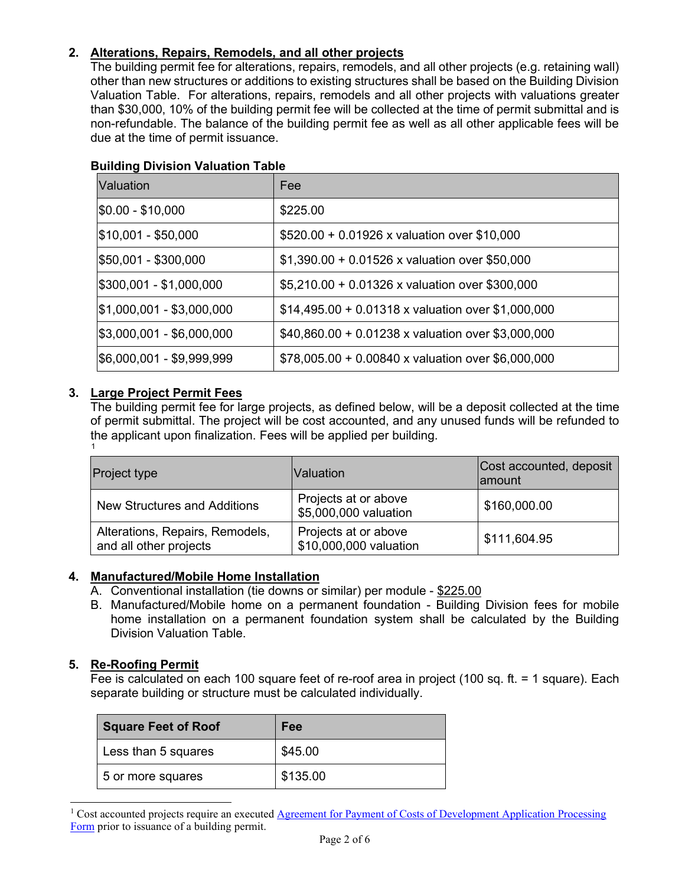## 2. Alterations, Repairs, Remodels, and all other projects

The building permit fee for alterations, repairs, remodels, and all other projects (e.g. retaining wall) other than new structures or additions to existing structures shall be based on the Building Division Valuation Table. For alterations, repairs, remodels and all other projects with valuations greater than $30,000, 10% of the building permit fee will be collected at the time of permit submittal and is non-refundable. The balance of the building permit fee as well as all other applicable fees will be due at the time of permit issuance.

**Building Division Valuation Table**

| Valuation | Fee |
|---|---|
| $0.00 - $10,000 | $225.00 |
| $10,001 - $50,000 | $520.00 + 0.01926 x valuation over $10,000 |
| $50,001 - $300,000 | $1,390.00 + 0.01526 x valuation over $50,000 |
| $300,001 - $1,000,000 | $5,210.00 + 0.01326 x valuation over $300,000 |
| $1,000,001 - $3,000,000 | $14,495.00 + 0.01318 x valuation over $1,000,000 |
| $3,000,001 - $6,000,000 | $40,860.00 + 0.01238 x valuation over $3,000,000 |
| $6,000,001 - $9,999,999 | $78,005.00 + 0.00840 x valuation over $6,000,000 |

## 3. Large Project Permit Fees

The building permit fee for large projects, as defined below, will be a deposit collected at the time of permit submittal. The project will be cost accounted, and any unused funds will be refunded to the applicant upon finalization. Fees will be applied per building.[1]

| Project type | Valuation | Cost accounted, deposit amount |
|---|---|---|
| New Structures and Additions | Projects at or above $5,000,000 valuation | $160,000.00 |
| Alterations, Repairs, Remodels, and all other projects | Projects at or above $10,000,000 valuation | $111,604.95 |

## 4. Manufactured/Mobile Home Installation

A. Conventional installation (tie downs or similar) per module - $225.00

B. Manufactured/Mobile home on a permanent foundation - Building Division fees for mobile home installation on a permanent foundation system shall be calculated by the Building Division Valuation Table.

## 5. Re-Roofing Permit

Fee is calculated on each 100 square feet of re-roof area in project (100 sq. ft. = 1 square). Each separate building or structure must be calculated individually.

| Square Feet of Roof | Fee |
|---|---|
| Less than 5 squares | $45.00 |
| 5 or more squares | $135.00 |

[1] Cost accounted projects require an executed Agreement for Payment of Costs of Development Application Processing Form prior to issuance of a building permit.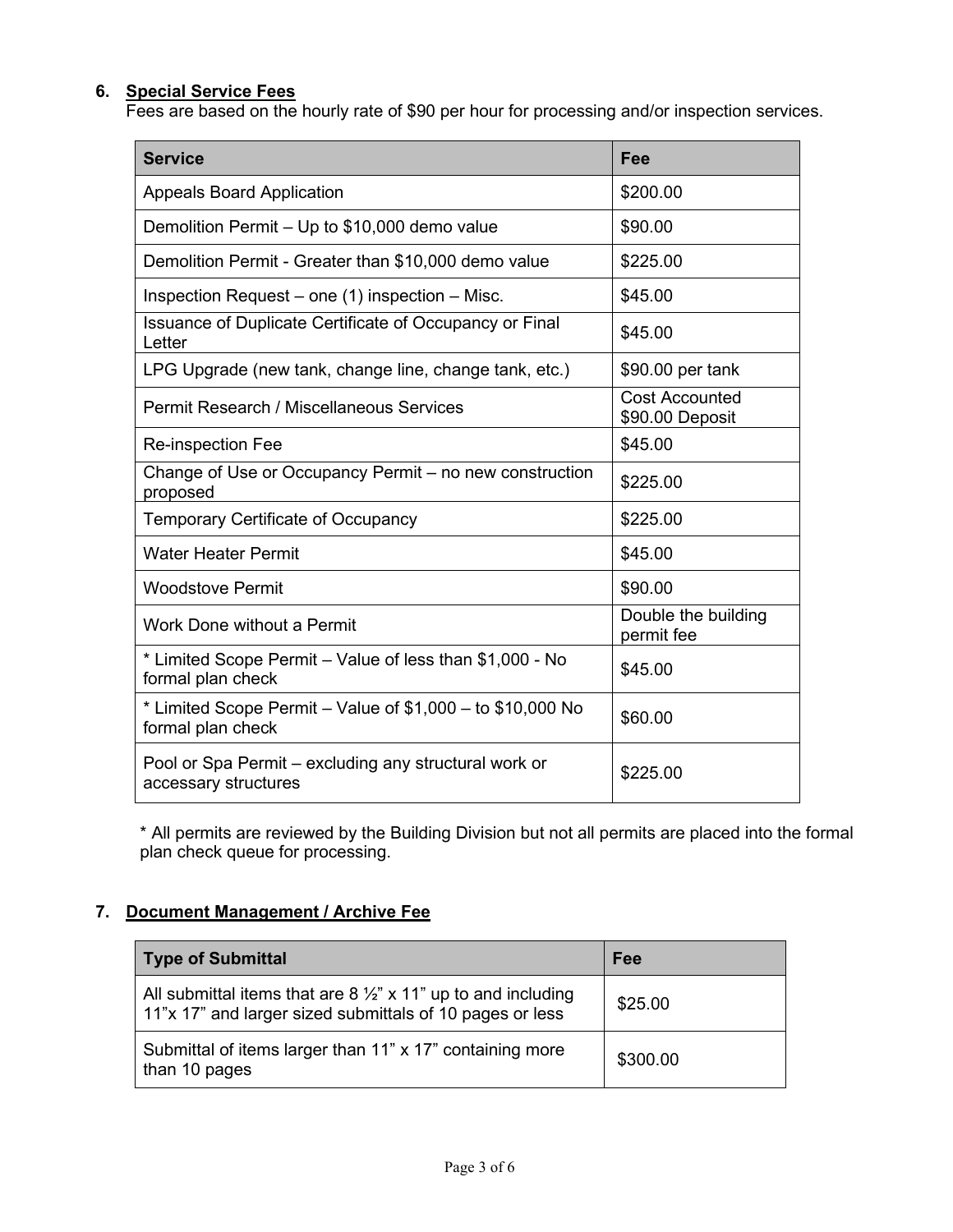## 6. Special Service Fees

Fees are based on the hourly rate of $90 per hour for processing and/or inspection services.

| Service | Fee |
|---|---|
| Appeals Board Application | $200.00 |
| Demolition Permit – Up to $10,000 demo value | $90.00 |
| Demolition Permit - Greater than $10,000 demo value | $225.00 |
| Inspection Request – one (1) inspection – Misc. | $45.00 |
| Issuance of Duplicate Certificate of Occupancy or Final Letter | $45.00 |
| LPG Upgrade (new tank, change line, change tank, etc.) | $90.00 per tank |
| Permit Research / Miscellaneous Services | Cost Accounted $90.00 Deposit |
| Re-inspection Fee | $45.00 |
| Change of Use or Occupancy Permit – no new construction proposed | $225.00 |
| Temporary Certificate of Occupancy | $225.00 |
| Water Heater Permit | $45.00 |
| Woodstove Permit | $90.00 |
| Work Done without a Permit | Double the building permit fee |
| * Limited Scope Permit – Value of less than $1,000 - No formal plan check | $45.00 |
| * Limited Scope Permit – Value of $1,000 – to $10,000 No formal plan check | $60.00 |
| Pool or Spa Permit – excluding any structural work or accessary structures | $225.00 |

* All permits are reviewed by the Building Division but not all permits are placed into the formal plan check queue for processing.

## 7. Document Management / Archive Fee

| Type of Submittal | Fee |
|---|---|
| All submittal items that are 8 ½" x 11" up to and including 11"x 17" and larger sized submittals of 10 pages or less | $25.00 |
| Submittal of items larger than 11" x 17" containing more than 10 pages | $300.00 |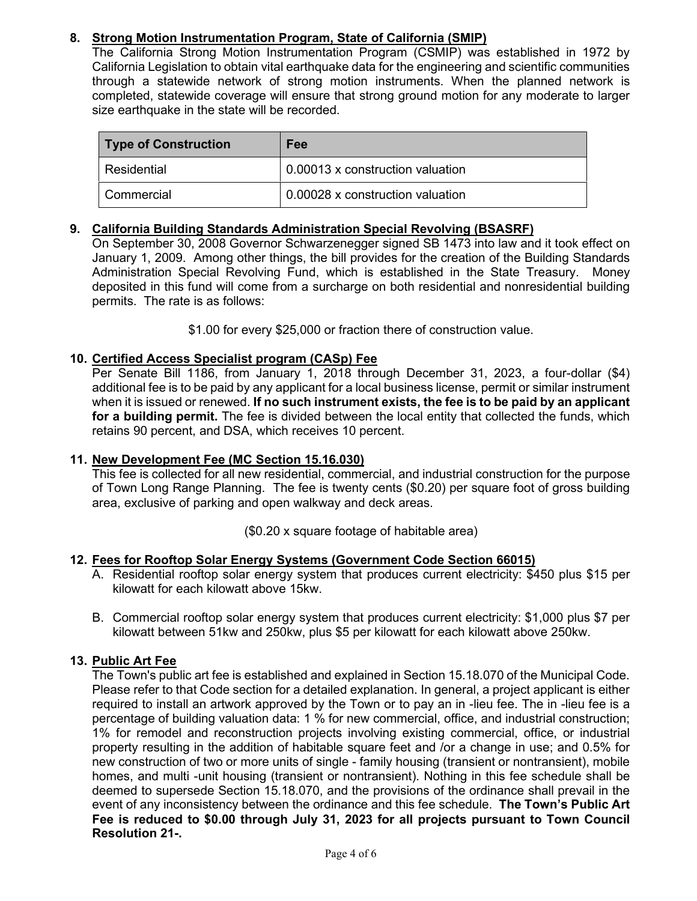**8. <u>Strong Motion Instrumentation Program, State of California (SMIP)</u>**

The California Strong Motion Instrumentation Program (CSMIP) was established in 1972 by California Legislation to obtain vital earthquake data for the engineering and scientific communities through a statewide network of strong motion instruments. When the planned network is completed, statewide coverage will ensure that strong ground motion for any moderate to larger size earthquake in the state will be recorded.

| Type of Construction | Fee |
|---|---|
| Residential | 0.00013 x construction valuation |
| Commercial | 0.00028 x construction valuation |

**9. <u>California Building Standards Administration Special Revolving (BSASRF)</u>**

On September 30, 2008 Governor Schwarzenegger signed SB 1473 into law and it took effect on January 1, 2009. Among other things, the bill provides for the creation of the Building Standards Administration Special Revolving Fund, which is established in the State Treasury. Money deposited in this fund will come from a surcharge on both residential and nonresidential building permits. The rate is as follows:

$1.00 for every $25,000 or fraction there of construction value.

**10. <u>Certified Access Specialist program (CASp) Fee</u>**

Per Senate Bill 1186, from January 1, 2018 through December 31, 2023, a four-dollar ($4) additional fee is to be paid by any applicant for a local business license, permit or similar instrument when it is issued or renewed. **If no such instrument exists, the fee is to be paid by an applicant for a building permit.** The fee is divided between the local entity that collected the funds, which retains 90 percent, and DSA, which receives 10 percent.

**11. <u>New Development Fee (MC Section 15.16.030)</u>**

This fee is collected for all new residential, commercial, and industrial construction for the purpose of Town Long Range Planning. The fee is twenty cents ($0.20) per square foot of gross building area, exclusive of parking and open walkway and deck areas.

($0.20 x square footage of habitable area)

**12. <u>Fees for Rooftop Solar Energy Systems (Government Code Section 66015)</u>**

A. Residential rooftop solar energy system that produces current electricity: $450 plus $15 per kilowatt for each kilowatt above 15kw.

B. Commercial rooftop solar energy system that produces current electricity: $1,000 plus $7 per kilowatt between 51kw and 250kw, plus $5 per kilowatt for each kilowatt above 250kw.

**13. <u>Public Art Fee</u>**

The Town's public art fee is established and explained in Section 15.18.070 of the Municipal Code. Please refer to that Code section for a detailed explanation. In general, a project applicant is either required to install an artwork approved by the Town or to pay an in -lieu fee. The in -lieu fee is a percentage of building valuation data: 1 % for new commercial, office, and industrial construction; 1% for remodel and reconstruction projects involving existing commercial, office, or industrial property resulting in the addition of habitable square feet and /or a change in use; and 0.5% for new construction of two or more units of single - family housing (transient or nontransient), mobile homes, and multi -unit housing (transient or nontransient). Nothing in this fee schedule shall be deemed to supersede Section 15.18.070, and the provisions of the ordinance shall prevail in the event of any inconsistency between the ordinance and this fee schedule. **The Town's Public Art Fee is reduced to $0.00 through July 31, 2023 for all projects pursuant to Town Council Resolution 21-.**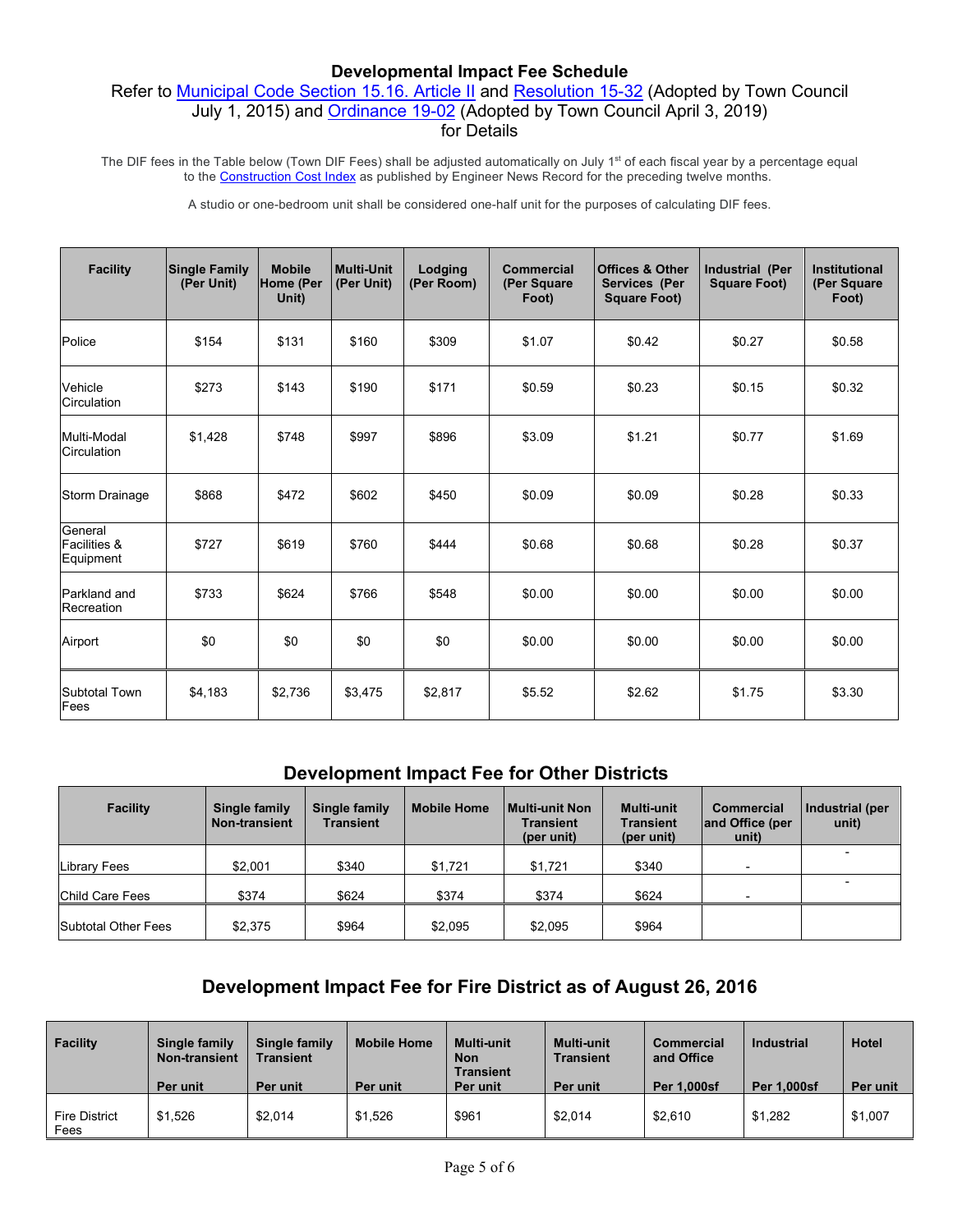# Developmental Impact Fee Schedule

Refer to Municipal Code Section 15.16. Article II and Resolution 15-32 (Adopted by Town Council July 1, 2015) and Ordinance 19-02 (Adopted by Town Council April 3, 2019) for Details

The DIF fees in the Table below (Town DIF Fees) shall be adjusted automatically on July 1st of each fiscal year by a percentage equal to the Construction Cost Index as published by Engineer News Record for the preceding twelve months.

A studio or one-bedroom unit shall be considered one-half unit for the purposes of calculating DIF fees.

| Facility | Single Family (Per Unit) | Mobile Home (Per Unit) | Multi-Unit (Per Unit) | Lodging (Per Room) | Commercial (Per Square Foot) | Offices & Other Services (Per Square Foot) | Industrial (Per Square Foot) | Institutional (Per Square Foot) |
|---|---|---|---|---|---|---|---|---|
| Police | $154 | $131 | $160 | $309 | $1.07 | $0.42 | $0.27 | $0.58 |
| Vehicle Circulation | $273 | $143 | $190 | $171 | $0.59 | $0.23 | $0.15 | $0.32 |
| Multi-Modal Circulation | $1,428 | $748 | $997 | $896 | $3.09 | $1.21 | $0.77 | $1.69 |
| Storm Drainage | $868 | $472 | $602 | $450 | $0.09 | $0.09 | $0.28 | $0.33 |
| General Facilities & Equipment | $727 | $619 | $760 | $444 | $0.68 | $0.68 | $0.28 | $0.37 |
| Parkland and Recreation | $733 | $624 | $766 | $548 | $0.00 | $0.00 | $0.00 | $0.00 |
| Airport | $0 | $0 | $0 | $0 | $0.00 | $0.00 | $0.00 | $0.00 |
| Subtotal Town Fees | $4,183 | $2,736 | $3,475 | $2,817 | $5.52 | $2.62 | $1.75 | $3.30 |

## Development Impact Fee for Other Districts

| Facility | Single family Non-transient | Single family Transient | Mobile Home | Multi-unit Non Transient (per unit) | Multi-unit Transient (per unit) | Commercial and Office (per unit) | Industrial (per unit) |
|---|---|---|---|---|---|---|---|
| Library Fees | $2,001 | $340 | $1,721 | $1,721 | $340 | - | - |
| Child Care Fees | $374 | $624 | $374 | $374 | $624 | - | - |
| Subtotal Other Fees | $2,375 | $964 | $2,095 | $2,095 | $964 | | |

## Development Impact Fee for Fire District as of August 26, 2016

| Facility | Single family Non-transient Per unit | Single family Transient Per unit | Mobile Home Per unit | Multi-unit Non Transient Per unit | Multi-unit Transient Per unit | Commercial and Office Per 1,000sf | Industrial Per 1,000sf | Hotel Per unit |
|---|---|---|---|---|---|---|---|---|
| Fire District Fees | $1,526 | $2,014 | $1,526 | $961 | $2,014 | $2,610 | $1,282 | $1,007 |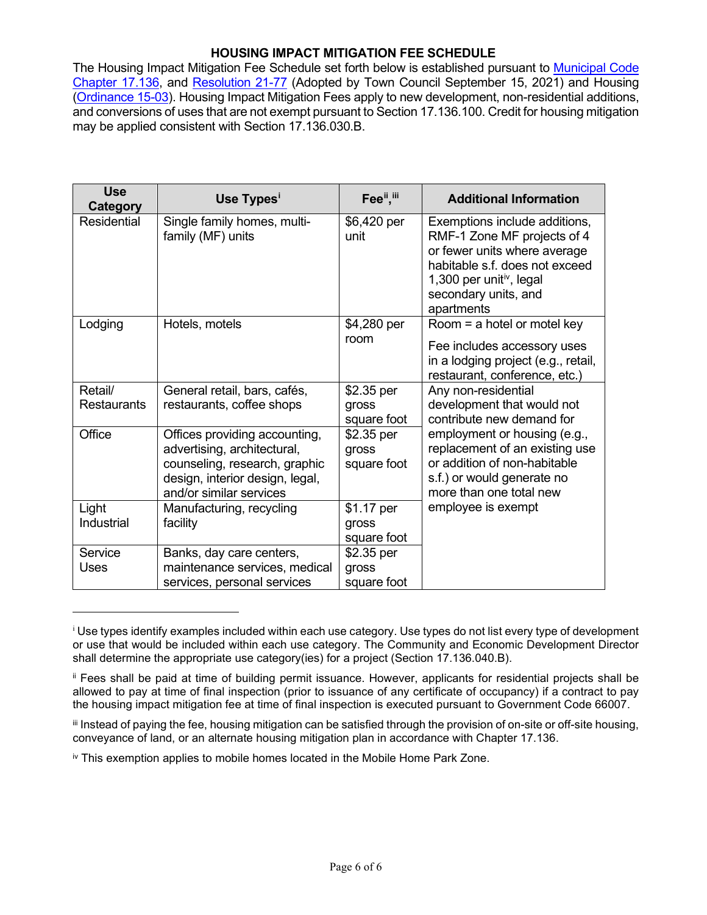## HOUSING IMPACT MITIGATION FEE SCHEDULE

The Housing Impact Mitigation Fee Schedule set forth below is established pursuant to Municipal Code Chapter 17.136, and Resolution 21-77 (Adopted by Town Council September 15, 2021) and Housing (Ordinance 15-03). Housing Impact Mitigation Fees apply to new development, non-residential additions, and conversions of uses that are not exempt pursuant to Section 17.136.100. Credit for housing mitigation may be applied consistent with Section 17.136.030.B.

| Use Category | Use Types[i] | Fee[ii],[iii] | Additional Information |
|---|---|---|---|
| Residential | Single family homes, multi-family (MF) units | $6,420 per unit | Exemptions include additions, RMF-1 Zone MF projects of 4 or fewer units where average habitable s.f. does not exceed 1,300 per unit[iv], legal secondary units, and apartments |
| Lodging | Hotels, motels | $4,280 per room | Room = a hotel or motel key<br>Fee includes accessory uses in a lodging project (e.g., retail, restaurant, conference, etc.) |
| Retail/ Restaurants | General retail, bars, cafés, restaurants, coffee shops | $2.35 per gross square foot | Any non-residential development that would not contribute new demand for employment or housing (e.g., replacement of an existing use or addition of non-habitable s.f.) or would generate no more than one total new employee is exempt |
| Office | Offices providing accounting, advertising, architectural, counseling, research, graphic design, interior design, legal, and/or similar services | $2.35 per gross square foot | |
| Light Industrial | Manufacturing, recycling facility | $1.17 per gross square foot | |
| Service Uses | Banks, day care centers, maintenance services, medical services, personal services | $2.35 per gross square foot | |

---

[i] Use types identify examples included within each use category. Use types do not list every type of development or use that would be included within each use category. The Community and Economic Development Director shall determine the appropriate use category(ies) for a project (Section 17.136.040.B).

[ii] Fees shall be paid at time of building permit issuance. However, applicants for residential projects shall be allowed to pay at time of final inspection (prior to issuance of any certificate of occupancy) if a contract to pay the housing impact mitigation fee at time of final inspection is executed pursuant to Government Code 66007.

[iii] Instead of paying the fee, housing mitigation can be satisfied through the provision of on-site or off-site housing, conveyance of land, or an alternate housing mitigation plan in accordance with Chapter 17.136.

[iv] This exemption applies to mobile homes located in the Mobile Home Park Zone.